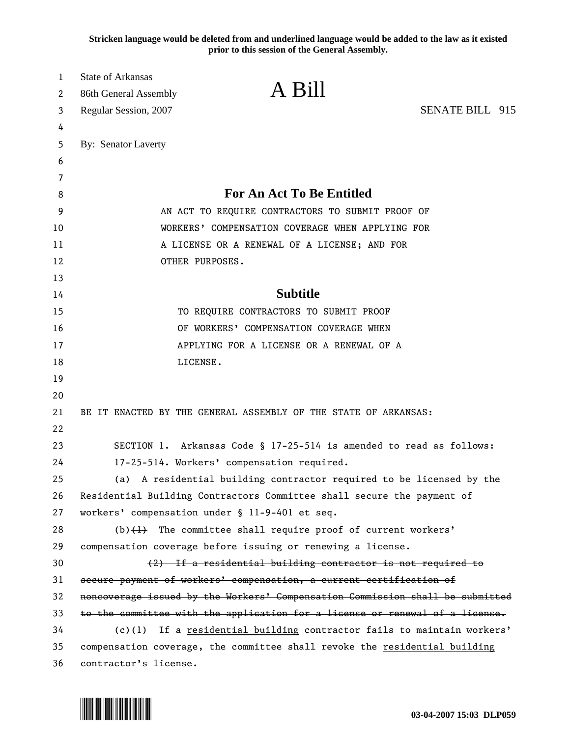**Stricken language would be deleted from and underlined language would be added to the law as it existed prior to this session of the General Assembly.**

State of Arkansas
86th General Assembly
Regular Session, 2007

# A Bill

SENATE BILL 915

By: Senator Laverty

## For An Act To Be Entitled

AN ACT TO REQUIRE CONTRACTORS TO SUBMIT PROOF OF WORKERS' COMPENSATION COVERAGE WHEN APPLYING FOR A LICENSE OR A RENEWAL OF A LICENSE; AND FOR OTHER PURPOSES.

## Subtitle

TO REQUIRE CONTRACTORS TO SUBMIT PROOF OF WORKERS' COMPENSATION COVERAGE WHEN APPLYING FOR A LICENSE OR A RENEWAL OF A LICENSE.

BE IT ENACTED BY THE GENERAL ASSEMBLY OF THE STATE OF ARKANSAS:

SECTION 1. Arkansas Code § 17-25-514 is amended to read as follows:

17-25-514. Workers' compensation required.

(a) A residential building contractor required to be licensed by the Residential Building Contractors Committee shall secure the payment of workers' compensation under § 11-9-401 et seq.

(b)~~(1)~~ The committee shall require proof of current workers' compensation coverage before issuing or renewing a license.

~~(2) If a residential building contractor is not required to secure payment of workers' compensation, a current certification of noncoverage issued by the Workers' Compensation Commission shall be submitted to the committee with the application for a license or renewal of a license.~~

(c)(1) If a <u>residential building</u> contractor fails to maintain workers' compensation coverage, the committee shall revoke the <u>residential building</u> contractor's license.

03-04-2007 15:03 DLP059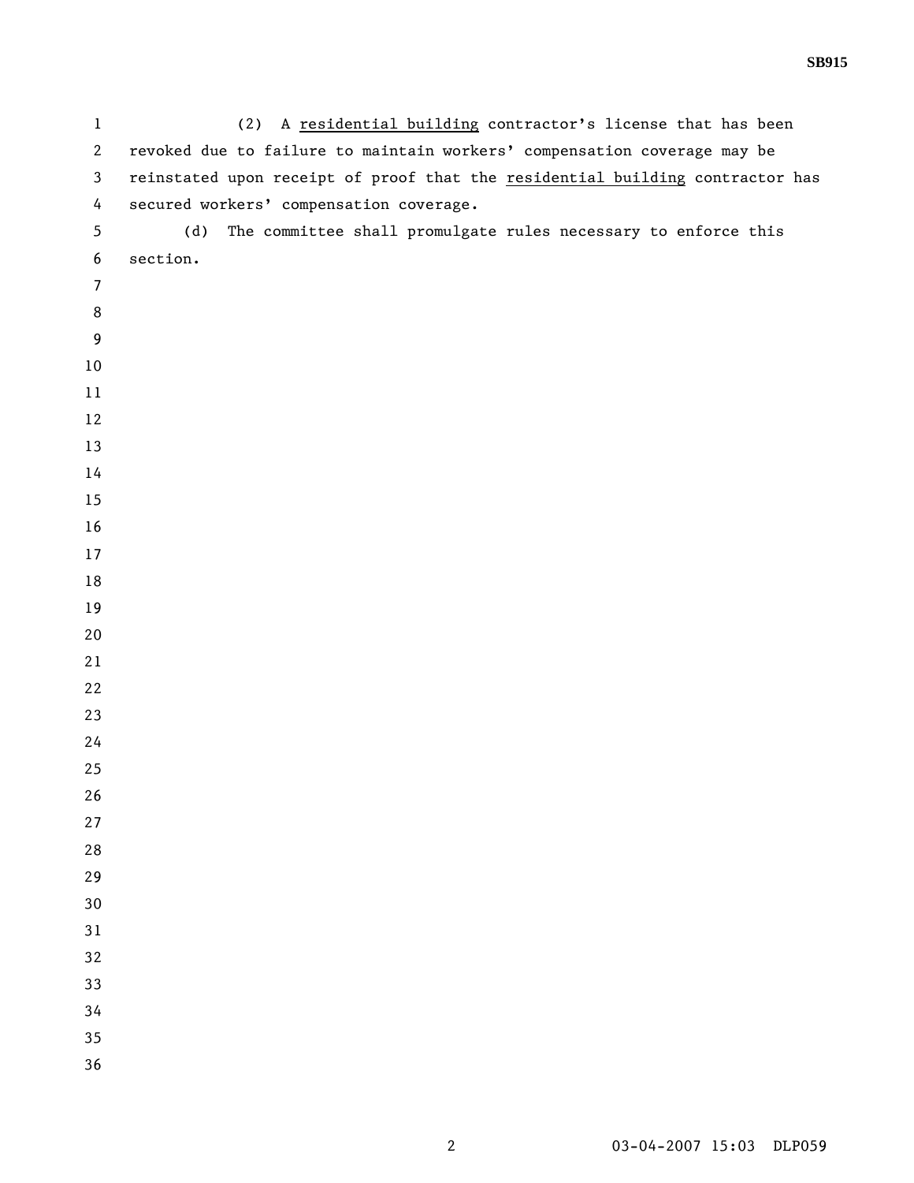(2) A <u>residential building</u> contractor's license that has been revoked due to failure to maintain workers' compensation coverage may be reinstated upon receipt of proof that the <u>residential building</u> contractor has secured workers' compensation coverage.

(d) The committee shall promulgate rules necessary to enforce this section.